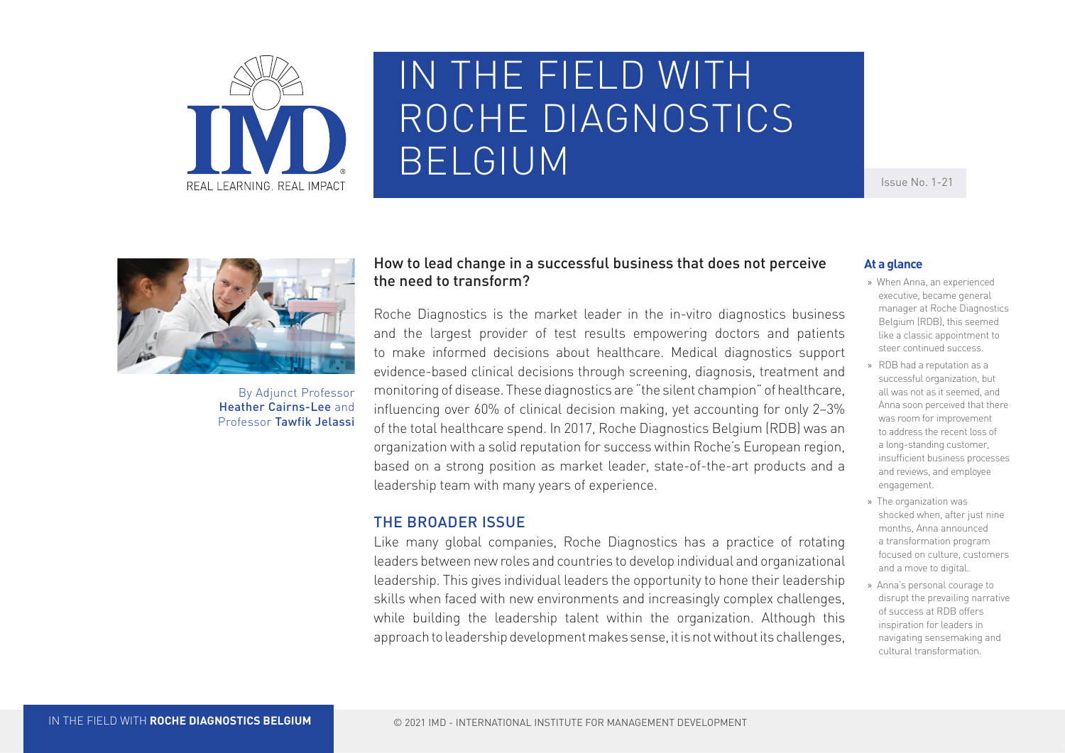# IN THE FIELD WITH ROCHE DIAGNOSTICS BELGIUM

Issue No. 1-21

By Adjunct Professor **Heather Cairns-Lee** and Professor **Tawfik Jelassi**

## How to lead change in a successful business that does not perceive the need to transform?

Roche Diagnostics is the market leader in the in-vitro diagnostics business and the largest provider of test results empowering doctors and patients to make informed decisions about healthcare. Medical diagnostics support evidence-based clinical decisions through screening, diagnosis, treatment and monitoring of disease. These diagnostics are "the silent champion" of healthcare, influencing over 60% of clinical decision making, yet accounting for only 2–3% of the total healthcare spend. In 2017, Roche Diagnostics Belgium (RDB) was an organization with a solid reputation for success within Roche's European region, based on a strong position as market leader, state-of-the-art products and a leadership team with many years of experience.

## THE BROADER ISSUE

Like many global companies, Roche Diagnostics has a practice of rotating leaders between new roles and countries to develop individual and organizational leadership. This gives individual leaders the opportunity to hone their leadership skills when faced with new environments and increasingly complex challenges, while building the leadership talent within the organization. Although this approach to leadership development makes sense, it is not without its challenges,

### At a glance

- When Anna, an experienced executive, became general manager at Roche Diagnostics Belgium (RDB), this seemed like a classic appointment to steer continued success.
- RDB had a reputation as a successful organization, but all was not as it seemed, and Anna soon perceived that there was room for improvement to address the recent loss of a long-standing customer, insufficient business processes and reviews, and employee engagement.
- The organization was shocked when, after just nine months, Anna announced a transformation program focused on culture, customers and a move to digital.
- Anna's personal courage to disrupt the prevailing narrative of success at RDB offers inspiration for leaders in navigating sensemaking and cultural transformation.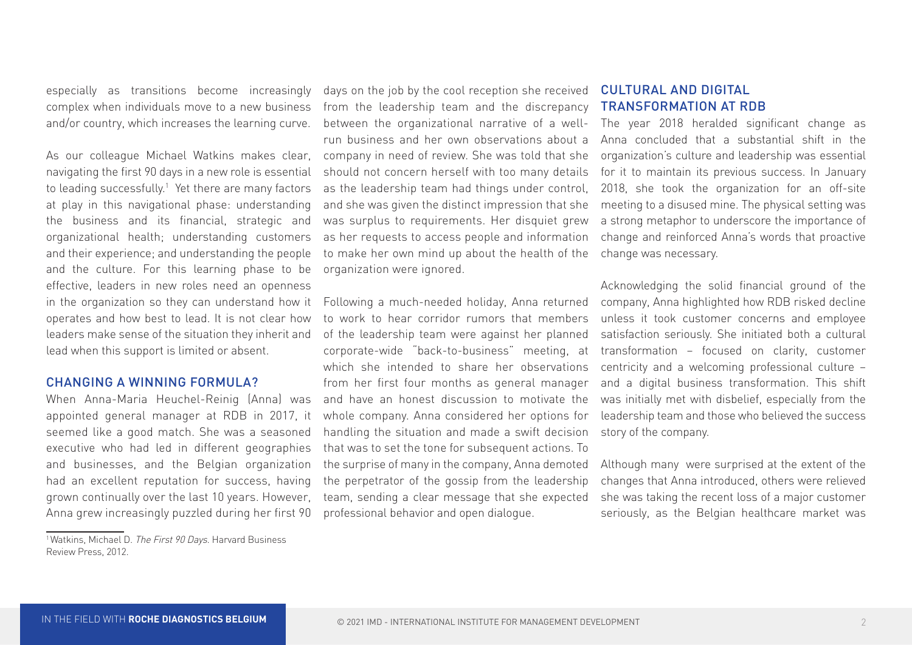especially as transitions become increasingly complex when individuals move to a new business and/or country, which increases the learning curve.

As our colleague Michael Watkins makes clear, navigating the first 90 days in a new role is essential to leading successfully.[1] Yet there are many factors at play in this navigational phase: understanding the business and its financial, strategic and organizational health; understanding customers and their experience; and understanding the people and the culture. For this learning phase to be effective, leaders in new roles need an openness in the organization so they can understand how it operates and how best to lead. It is not clear how leaders make sense of the situation they inherit and lead when this support is limited or absent.

## CHANGING A WINNING FORMULA?

When Anna-Maria Heuchel-Reinig (Anna) was appointed general manager at RDB in 2017, it seemed like a good match. She was a seasoned executive who had led in different geographies and businesses, and the Belgian organization had an excellent reputation for success, having grown continually over the last 10 years. However, Anna grew increasingly puzzled during her first 90 days on the job by the cool reception she received from the leadership team and the discrepancy between the organizational narrative of a well-run business and her own observations about a company in need of review. She was told that she should not concern herself with too many details as the leadership team had things under control, and she was given the distinct impression that she was surplus to requirements. Her disquiet grew as her requests to access people and information to make her own mind up about the health of the organization were ignored.

Following a much-needed holiday, Anna returned to work to hear corridor rumors that members of the leadership team were against her planned corporate-wide "back-to-business" meeting, at which she intended to share her observations from her first four months as general manager and have an honest discussion to motivate the whole company. Anna considered her options for handling the situation and made a swift decision that was to set the tone for subsequent actions. To the surprise of many in the company, Anna demoted the perpetrator of the gossip from the leadership team, sending a clear message that she expected professional behavior and open dialogue.

## CULTURAL AND DIGITAL TRANSFORMATION AT RDB

The year 2018 heralded significant change as Anna concluded that a substantial shift in the organization's culture and leadership was essential for it to maintain its previous success. In January 2018, she took the organization for an off-site meeting to a disused mine. The physical setting was a strong metaphor to underscore the importance of change and reinforced Anna's words that proactive change was necessary.

Acknowledging the solid financial ground of the company, Anna highlighted how RDB risked decline unless it took customer concerns and employee satisfaction seriously. She initiated both a cultural transformation – focused on clarity, customer centricity and a welcoming professional culture – and a digital business transformation. This shift was initially met with disbelief, especially from the leadership team and those who believed the success story of the company.

Although many were surprised at the extent of the changes that Anna introduced, others were relieved she was taking the recent loss of a major customer seriously, as the Belgian healthcare market was

---

[1] Watkins, Michael D. *The First 90 Days*. Harvard Business Review Press, 2012.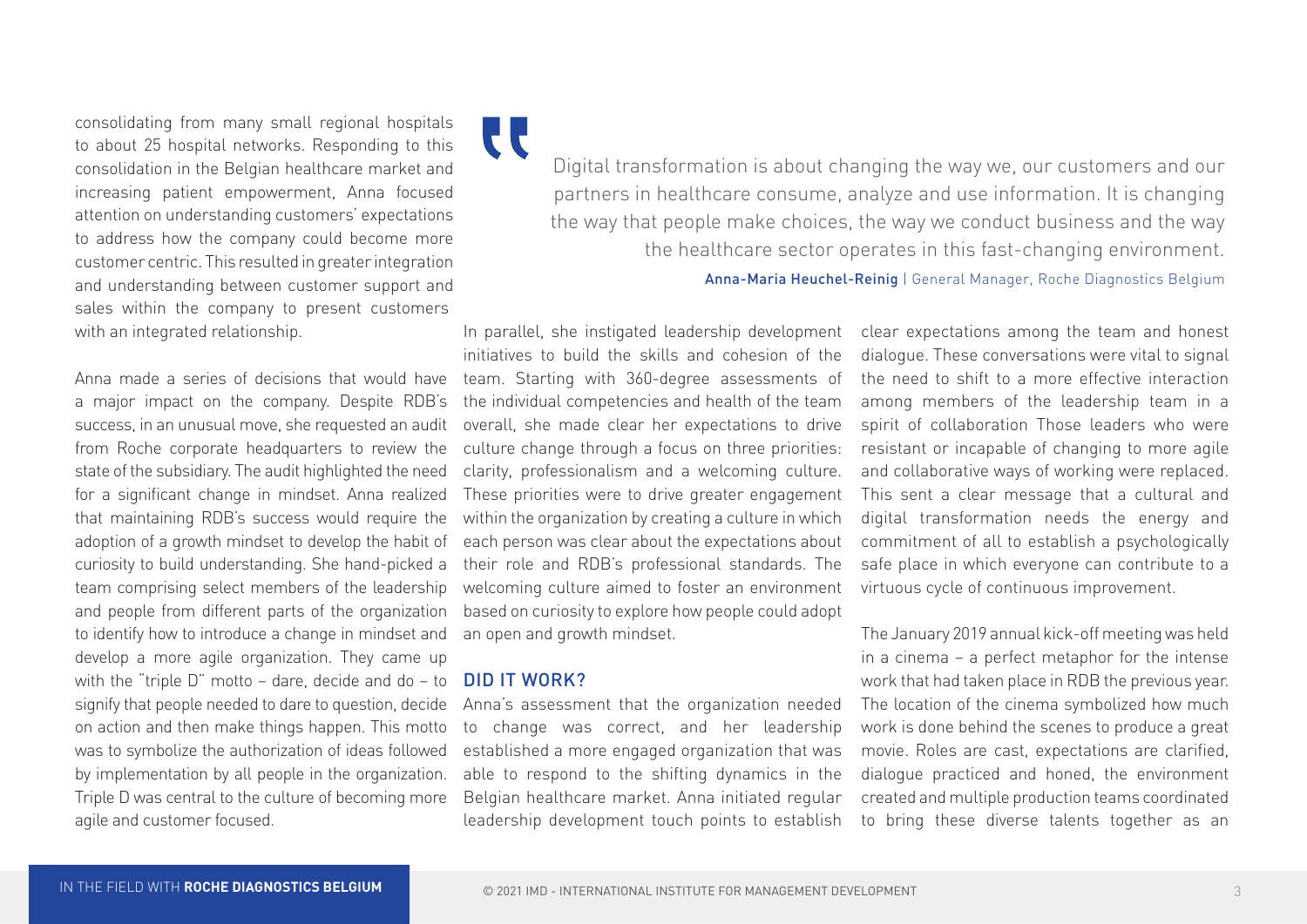consolidating from many small regional hospitals to about 25 hospital networks. Responding to this consolidation in the Belgian healthcare market and increasing patient empowerment, Anna focused attention on understanding customers' expectations to address how the company could become more customer centric. This resulted in greater integration and understanding between customer support and sales within the company to present customers with an integrated relationship.

Anna made a series of decisions that would have a major impact on the company. Despite RDB's success, in an unusual move, she requested an audit from Roche corporate headquarters to review the state of the subsidiary. The audit highlighted the need for a significant change in mindset. Anna realized that maintaining RDB's success would require the adoption of a growth mindset to develop the habit of curiosity to build understanding. She hand-picked a team comprising select members of the leadership and people from different parts of the organization to identify how to introduce a change in mindset and develop a more agile organization. They came up with the "triple D" motto – dare, decide and do – to signify that people needed to dare to question, decide on action and then make things happen. This motto was to symbolize the authorization of ideas followed by implementation by all people in the organization. Triple D was central to the culture of becoming more agile and customer focused.

> Digital transformation is about changing the way we, our customers and our partners in healthcare consume, analyze and use information. It is changing the way that people make choices, the way we conduct business and the way the healthcare sector operates in this fast-changing environment.
>
> **Anna-Maria Heuchel-Reinig** | General Manager, Roche Diagnostics Belgium

In parallel, she instigated leadership development initiatives to build the skills and cohesion of the team. Starting with 360-degree assessments of the individual competencies and health of the team overall, she made clear her expectations to drive culture change through a focus on three priorities: clarity, professionalism and a welcoming culture. These priorities were to drive greater engagement within the organization by creating a culture in which each person was clear about the expectations about their role and RDB's professional standards. The welcoming culture aimed to foster an environment based on curiosity to explore how people could adopt an open and growth mindset.

## DID IT WORK?

Anna's assessment that the organization needed to change was correct, and her leadership established a more engaged organization that was able to respond to the shifting dynamics in the Belgian healthcare market. Anna initiated regular leadership development touch points to establish clear expectations among the team and honest dialogue. These conversations were vital to signal the need to shift to a more effective interaction among members of the leadership team in a spirit of collaboration Those leaders who were resistant or incapable of changing to more agile and collaborative ways of working were replaced. This sent a clear message that a cultural and digital transformation needs the energy and commitment of all to establish a psychologically safe place in which everyone can contribute to a virtuous cycle of continuous improvement.

The January 2019 annual kick-off meeting was held in a cinema – a perfect metaphor for the intense work that had taken place in RDB the previous year. The location of the cinema symbolized how much work is done behind the scenes to produce a great movie. Roles are cast, expectations are clarified, dialogue practiced and honed, the environment created and multiple production teams coordinated to bring these diverse talents together as an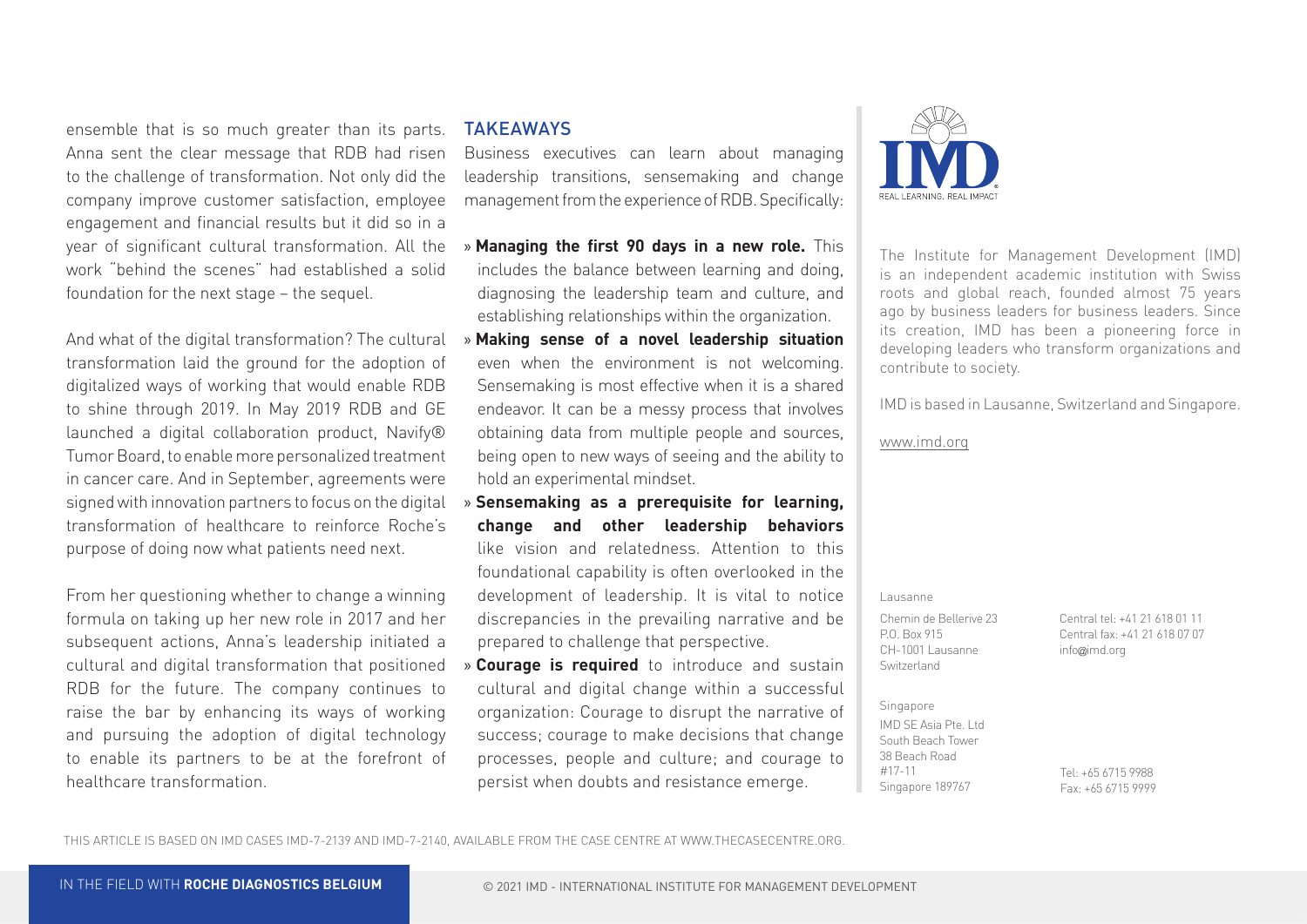ensemble that is so much greater than its parts. Anna sent the clear message that RDB had risen to the challenge of transformation. Not only did the company improve customer satisfaction, employee engagement and financial results but it did so in a year of significant cultural transformation. All the work "behind the scenes" had established a solid foundation for the next stage – the sequel.

And what of the digital transformation? The cultural transformation laid the ground for the adoption of digitalized ways of working that would enable RDB to shine through 2019. In May 2019 RDB and GE launched a digital collaboration product, Navify® Tumor Board, to enable more personalized treatment in cancer care. And in September, agreements were signed with innovation partners to focus on the digital transformation of healthcare to reinforce Roche's purpose of doing now what patients need next.

From her questioning whether to change a winning formula on taking up her new role in 2017 and her subsequent actions, Anna's leadership initiated a cultural and digital transformation that positioned RDB for the future. The company continues to raise the bar by enhancing its ways of working and pursuing the adoption of digital technology to enable its partners to be at the forefront of healthcare transformation.

## TAKEAWAYS

Business executives can learn about managing leadership transitions, sensemaking and change management from the experience of RDB. Specifically:

- **Managing the first 90 days in a new role.** This includes the balance between learning and doing, diagnosing the leadership team and culture, and establishing relationships within the organization.
- **Making sense of a novel leadership situation** even when the environment is not welcoming. Sensemaking is most effective when it is a shared endeavor. It can be a messy process that involves obtaining data from multiple people and sources, being open to new ways of seeing and the ability to hold an experimental mindset.
- **Sensemaking as a prerequisite for learning, change and other leadership behaviors** like vision and relatedness. Attention to this foundational capability is often overlooked in the development of leadership. It is vital to notice discrepancies in the prevailing narrative and be prepared to challenge that perspective.
- **Courage is required** to introduce and sustain cultural and digital change within a successful organization: Courage to disrupt the narrative of success; courage to make decisions that change processes, people and culture; and courage to persist when doubts and resistance emerge.

IMD

REAL LEARNING. REAL IMPACT

The Institute for Management Development (IMD) is an independent academic institution with Swiss roots and global reach, founded almost 75 years ago by business leaders for business leaders. Since its creation, IMD has been a pioneering force in developing leaders who transform organizations and contribute to society.

IMD is based in Lausanne, Switzerland and Singapore.

www.imd.org

Lausanne

Chemin de Bellerive 23
P.O. Box 915
CH-1001 Lausanne
Switzerland

Central tel: +41 21 618 01 11
Central fax: +41 21 618 07 07
info@imd.org

Singapore

IMD SE Asia Pte. Ltd
South Beach Tower
38 Beach Road
#17-11
Singapore 189767

Tel: +65 6715 9988
Fax: +65 6715 9999

THIS ARTICLE IS BASED ON IMD CASES IMD-7-2139 AND IMD-7-2140, AVAILABLE FROM THE CASE CENTRE AT WWW.THECASECENTRE.ORG.

IN THE FIELD WITH **ROCHE DIAGNOSTICS BELGIUM**

© 2021 IMD - INTERNATIONAL INSTITUTE FOR MANAGEMENT DEVELOPMENT